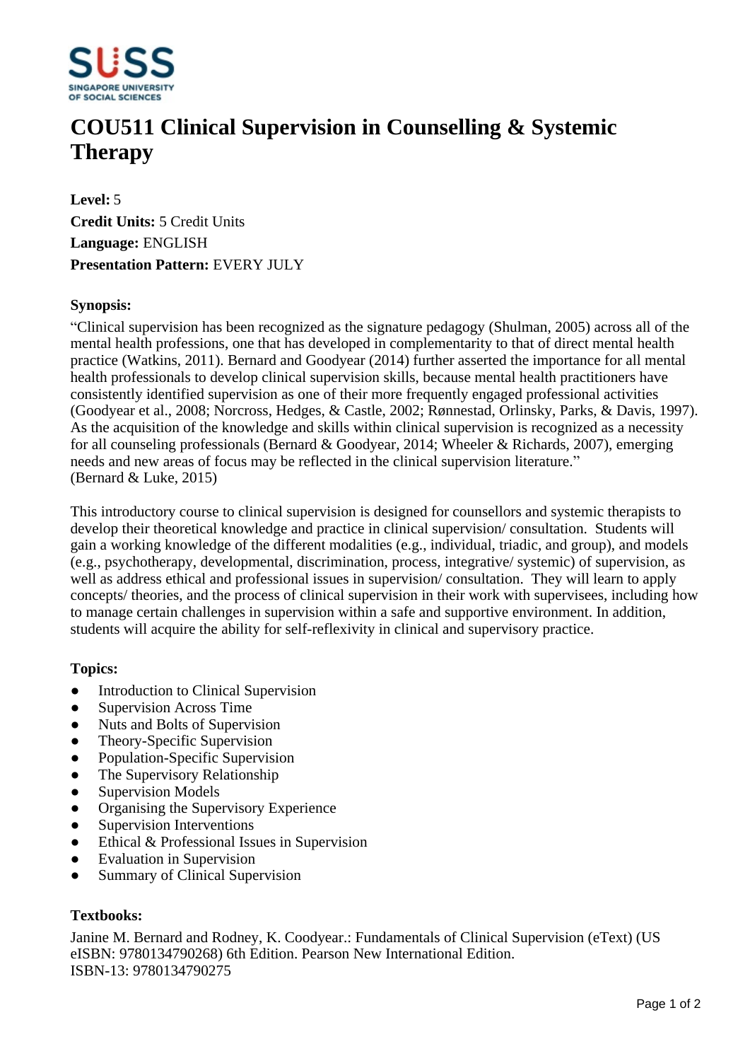# COU511 Clinical Supervision in Counselling & Systemic Therapy

**Level:** 5
**Credit Units:** 5 Credit Units
**Language:** ENGLISH
**Presentation Pattern:** EVERY JULY

**Synopsis:**

"Clinical supervision has been recognized as the signature pedagogy (Shulman, 2005) across all of the mental health professions, one that has developed in complementarity to that of direct mental health practice (Watkins, 2011). Bernard and Goodyear (2014) further asserted the importance for all mental health professionals to develop clinical supervision skills, because mental health practitioners have consistently identified supervision as one of their more frequently engaged professional activities (Goodyear et al., 2008; Norcross, Hedges, & Castle, 2002; Rønnestad, Orlinsky, Parks, & Davis, 1997). As the acquisition of the knowledge and skills within clinical supervision is recognized as a necessity for all counseling professionals (Bernard & Goodyear, 2014; Wheeler & Richards, 2007), emerging needs and new areas of focus may be reflected in the clinical supervision literature."
(Bernard & Luke, 2015)

This introductory course to clinical supervision is designed for counsellors and systemic therapists to develop their theoretical knowledge and practice in clinical supervision/ consultation. Students will gain a working knowledge of the different modalities (e.g., individual, triadic, and group), and models (e.g., psychotherapy, developmental, discrimination, process, integrative/ systemic) of supervision, as well as address ethical and professional issues in supervision/ consultation. They will learn to apply concepts/ theories, and the process of clinical supervision in their work with supervisees, including how to manage certain challenges in supervision within a safe and supportive environment. In addition, students will acquire the ability for self-reflexivity in clinical and supervisory practice.

**Topics:**

- Introduction to Clinical Supervision
- Supervision Across Time
- Nuts and Bolts of Supervision
- Theory-Specific Supervision
- Population-Specific Supervision
- The Supervisory Relationship
- Supervision Models
- Organising the Supervisory Experience
- Supervision Interventions
- Ethical & Professional Issues in Supervision
- Evaluation in Supervision
- Summary of Clinical Supervision

**Textbooks:**

Janine M. Bernard and Rodney, K. Coodyear.: Fundamentals of Clinical Supervision (eText) (US eISBN: 9780134790268) 6th Edition. Pearson New International Edition.
ISBN-13: 9780134790275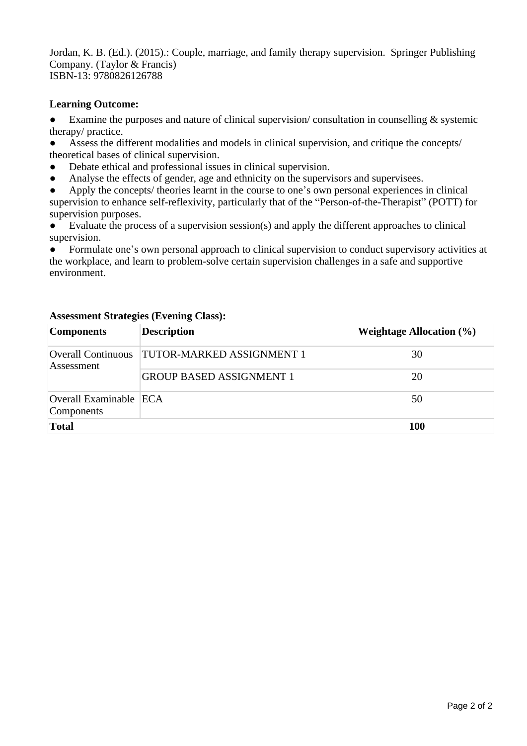Jordan, K. B. (Ed.). (2015).: Couple, marriage, and family therapy supervision. Springer Publishing Company. (Taylor & Francis)
ISBN-13: 9780826126788

**Learning Outcome:**

- Examine the purposes and nature of clinical supervision/ consultation in counselling & systemic therapy/ practice.
- Assess the different modalities and models in clinical supervision, and critique the concepts/ theoretical bases of clinical supervision.
- Debate ethical and professional issues in clinical supervision.
- Analyse the effects of gender, age and ethnicity on the supervisors and supervisees.
- Apply the concepts/ theories learnt in the course to one's own personal experiences in clinical supervision to enhance self-reflexivity, particularly that of the "Person-of-the-Therapist" (POTT) for supervision purposes.
- Evaluate the process of a supervision session(s) and apply the different approaches to clinical supervision.
- Formulate one's own personal approach to clinical supervision to conduct supervisory activities at the workplace, and learn to problem-solve certain supervision challenges in a safe and supportive environment.

**Assessment Strategies (Evening Class):**

| **Components** | **Description** | **Weightage Allocation (%)** |
|---|---|---|
| Overall Continuous Assessment | TUTOR-MARKED ASSIGNMENT 1 | 30 |
| | GROUP BASED ASSIGNMENT 1 | 20 |
| Overall Examinable Components | ECA | 50 |
| **Total** | | **100** |